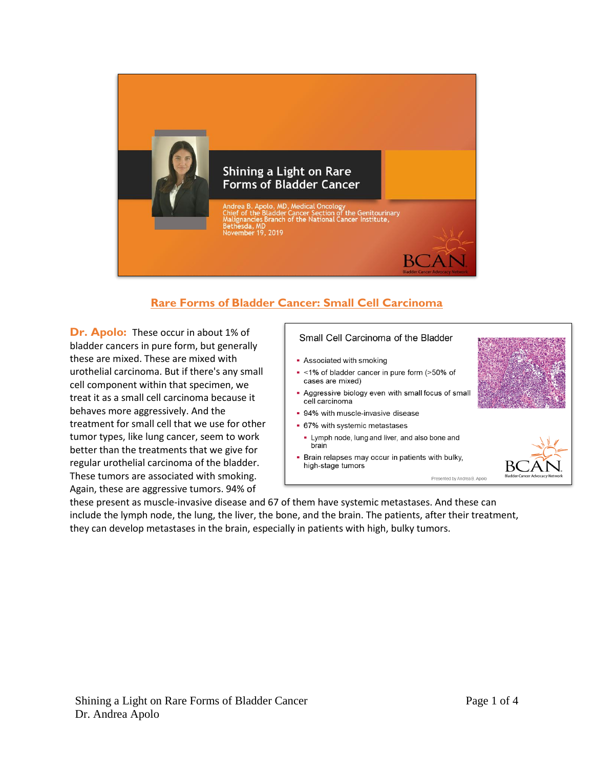Shining a Light on Rare Forms of Bladder Cancer

Andrea B. Apolo, MD, Medical Oncology
Chief of the Bladder Cancer Section of the Genitourinary Malignancies Branch of the National Cancer Institute, Bethesda, MD
November 19, 2019

## Rare Forms of Bladder Cancer: Small Cell Carcinoma

Small Cell Carcinoma of the Bladder

- Associated with smoking
- <1% of bladder cancer in pure form (>50% of cases are mixed)
- Aggressive biology even with small focus of small cell carcinoma
- 94% with muscle-invasive disease
- 67% with systemic metastases
  - Lymph node, lung and liver, and also bone and brain
- Brain relapses may occur in patients with bulky, high-stage tumors

Presented by Andrea B. Apolo

**Dr. Apolo:** These occur in about 1% of bladder cancers in pure form, but generally these are mixed. These are mixed with urothelial carcinoma. But if there's any small cell component within that specimen, we treat it as a small cell carcinoma because it behaves more aggressively. And the treatment for small cell that we use for other tumor types, like lung cancer, seem to work better than the treatments that we give for regular urothelial carcinoma of the bladder. These tumors are associated with smoking. Again, these are aggressive tumors. 94% of these present as muscle-invasive disease and 67 of them have systemic metastases. And these can include the lymph node, the lung, the liver, the bone, and the brain. The patients, after their treatment, they can develop metastases in the brain, especially in patients with high, bulky tumors.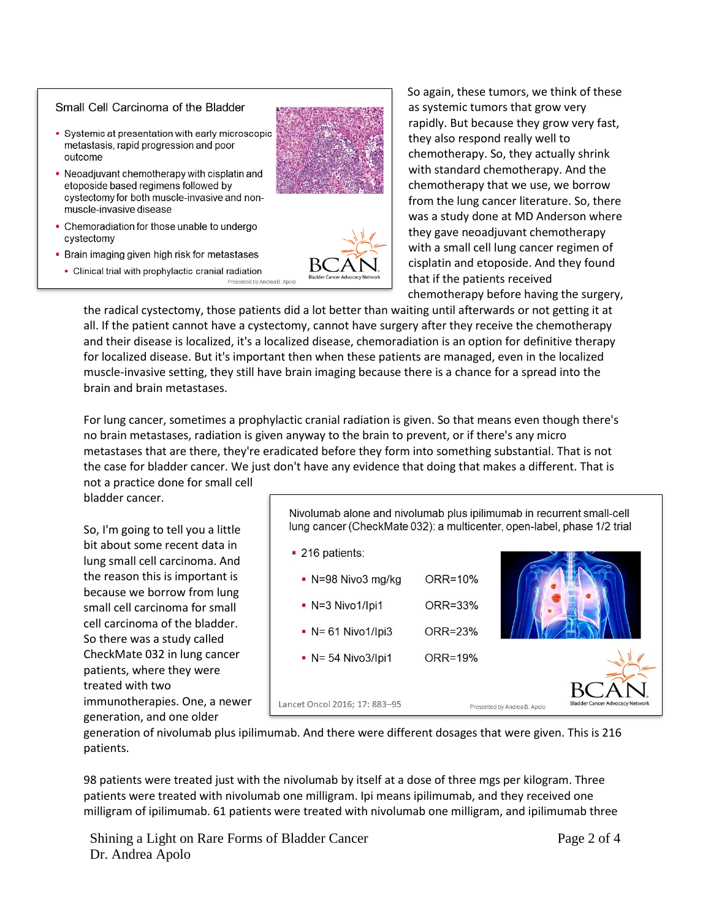**Small Cell Carcinoma of the Bladder**

- Systemic at presentation with early microscopic metastasis, rapid progression and poor outcome
- Neoadjuvant chemotherapy with cisplatin and etoposide based regimens followed by cystectomy for both muscle-invasive and non-muscle-invasive disease
- Chemoradiation for those unable to undergo cystectomy
- Brain imaging given high risk for metastases
  - Clinical trial with prophylactic cranial radiation

So again, these tumors, we think of these as systemic tumors that grow very rapidly. But because they grow very fast, they also respond really well to chemotherapy. So, they actually shrink with standard chemotherapy. And the chemotherapy that we use, we borrow from the lung cancer literature. So, there was a study done at MD Anderson where they gave neoadjuvant chemotherapy with a small cell lung cancer regimen of cisplatin and etoposide. And they found that if the patients received chemotherapy before having the surgery, the radical cystectomy, those patients did a lot better than waiting until afterwards or not getting it at all. If the patient cannot have a cystectomy, cannot have surgery after they receive the chemotherapy and their disease is localized, it's a localized disease, chemoradiation is an option for definitive therapy for localized disease. But it's important then when these patients are managed, even in the localized muscle-invasive setting, they still have brain imaging because there is a chance for a spread into the brain and brain metastases.

For lung cancer, sometimes a prophylactic cranial radiation is given. So that means even though there's no brain metastases, radiation is given anyway to the brain to prevent, or if there's any micro metastases that are there, they're eradicated before they form into something substantial. That is not the case for bladder cancer. We just don't have any evidence that doing that makes a different. That is not a practice done for small cell bladder cancer.

**Nivolumab alone and nivolumab plus ipilimumab in recurrent small-cell lung cancer (CheckMate 032): a multicenter, open-label, phase 1/2 trial**

- 216 patients:
  - N=98 Nivo3 mg/kg — ORR=10%
  - N=3 Nivo1/Ipi1 — ORR=33%
  - N= 61 Nivo1/Ipi3 — ORR=23%
  - N= 54 Nivo3/Ipi1 — ORR=19%

Lancet Oncol 2016; 17: 883–95

So, I'm going to tell you a little bit about some recent data in lung small cell carcinoma. And the reason this is important is because we borrow from lung small cell carcinoma for small cell carcinoma of the bladder. So there was a study called CheckMate 032 in lung cancer patients, where they were treated with two immunotherapies. One, a newer generation, and one older generation of nivolumab plus ipilimumab. And there were different dosages that were given. This is 216 patients.

98 patients were treated just with the nivolumab by itself at a dose of three mgs per kilogram. Three patients were treated with nivolumab one milligram. Ipi means ipilimumab, and they received one milligram of ipilimumab. 61 patients were treated with nivolumab one milligram, and ipilimumab three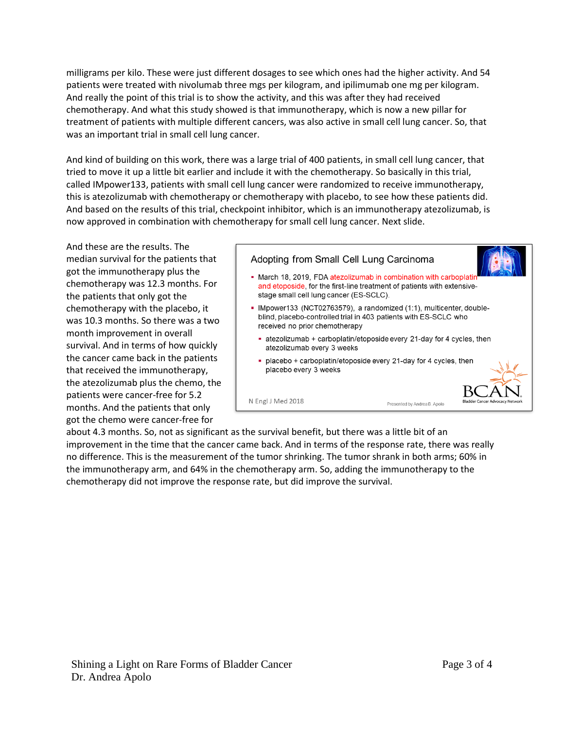milligrams per kilo. These were just different dosages to see which ones had the higher activity. And 54 patients were treated with nivolumab three mgs per kilogram, and ipilimumab one mg per kilogram. And really the point of this trial is to show the activity, and this was after they had received chemotherapy. And what this study showed is that immunotherapy, which is now a new pillar for treatment of patients with multiple different cancers, was also active in small cell lung cancer. So, that was an important trial in small cell lung cancer.

And kind of building on this work, there was a large trial of 400 patients, in small cell lung cancer, that tried to move it up a little bit earlier and include it with the chemotherapy. So basically in this trial, called IMpower133, patients with small cell lung cancer were randomized to receive immunotherapy, this is atezolizumab with chemotherapy or chemotherapy with placebo, to see how these patients did. And based on the results of this trial, checkpoint inhibitor, which is an immunotherapy atezolizumab, is now approved in combination with chemotherapy for small cell lung cancer. Next slide.

And these are the results. The median survival for the patients that got the immunotherapy plus the chemotherapy was 12.3 months. For the patients that only got the chemotherapy with the placebo, it was 10.3 months. So there was a two month improvement in overall survival. And in terms of how quickly the cancer came back in the patients that received the immunotherapy, the atezolizumab plus the chemo, the patients were cancer-free for 5.2 months. And the patients that only got the chemo were cancer-free for about 4.3 months. So, not as significant as the survival benefit, but there was a little bit of an improvement in the time that the cancer came back. And in terms of the response rate, there was really no difference. This is the measurement of the tumor shrinking. The tumor shrank in both arms; 60% in the immunotherapy arm, and 64% in the chemotherapy arm. So, adding the immunotherapy to the chemotherapy did not improve the response rate, but did improve the survival.

**Adopting from Small Cell Lung Carcinoma**

- March 18, 2019, FDA atezolizumab in combination with carboplatin and etoposide, for the first-line treatment of patients with extensive-stage small cell lung cancer (ES-SCLC).
- IMpower133 (NCT02763579), a randomized (1:1), multicenter, double-blind, placebo-controlled trial in 403 patients with ES-SCLC who received no prior chemotherapy
  - atezolizumab + carboplatin/etoposide every 21-day for 4 cycles, then atezolizumab every 3 weeks
  - placebo + carboplatin/etoposide every 21-day for 4 cycles, then placebo every 3 weeks

N Engl J Med 2018

Presented by Andrea B. Apolo

BCAN Bladder Cancer Advocacy Network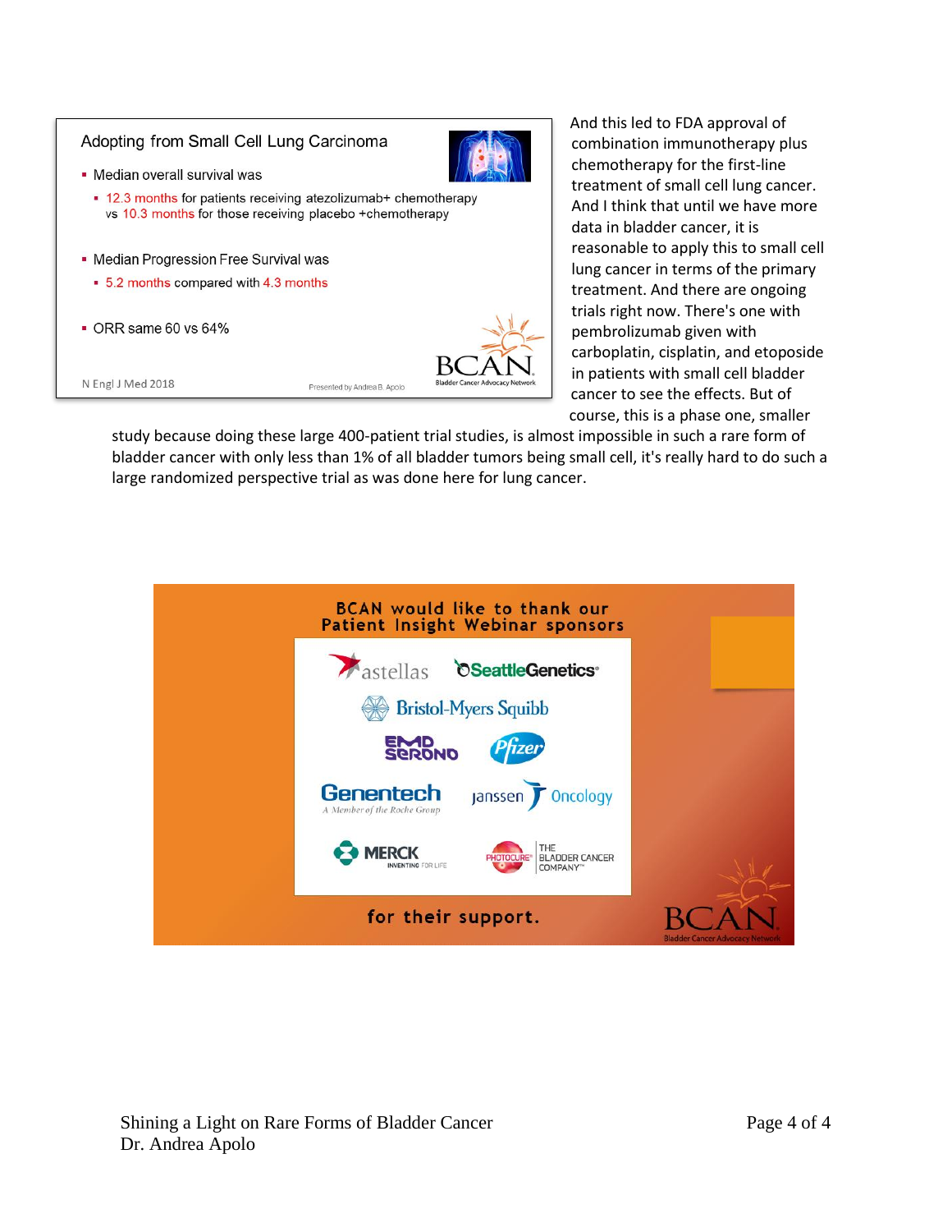## Adopting from Small Cell Lung Carcinoma

- Median overall survival was
  - 12.3 months for patients receiving atezolizumab+ chemotherapy vs 10.3 months for those receiving placebo +chemotherapy
- Median Progression Free Survival was
  - 5.2 months compared with 4.3 months
- ORR same 60 vs 64%

N Engl J Med 2018

Presented by Andrea B. Apolo

And this led to FDA approval of combination immunotherapy plus chemotherapy for the first-line treatment of small cell lung cancer. And I think that until we have more data in bladder cancer, it is reasonable to apply this to small cell lung cancer in terms of the primary treatment. And there are ongoing trials right now. There's one with pembrolizumab given with carboplatin, cisplatin, and etoposide in patients with small cell bladder cancer to see the effects. But of course, this is a phase one, smaller study because doing these large 400-patient trial studies, is almost impossible in such a rare form of bladder cancer with only less than 1% of all bladder tumors being small cell, it's really hard to do such a large randomized perspective trial as was done here for lung cancer.

BCAN would like to thank our Patient Insight Webinar sponsors

astellas, SeattleGenetics, Bristol-Myers Squibb, EMD Serono, Pfizer, Genentech (A Member of the Roche Group), Janssen Oncology, Merck (Inventing for Life), Photocure (The Bladder Cancer Company)

for their support.

BCAN Bladder Cancer Advocacy Network